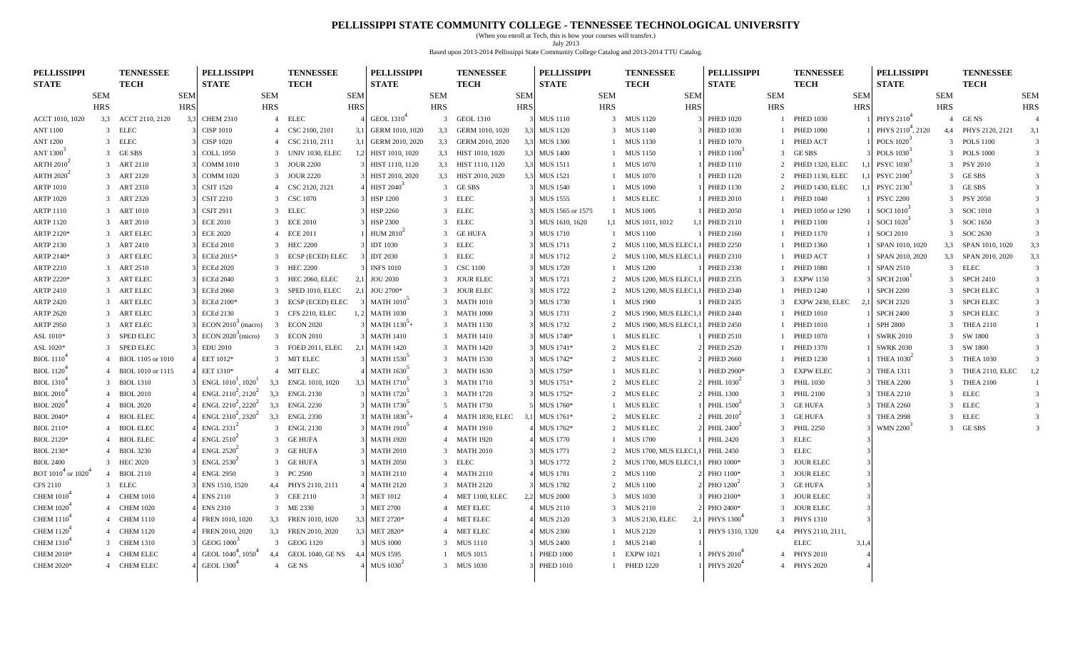# PELLISSIPPI STATE COMMUNITY COLLEGE - TENNESSEE TECHNOLOGICAL UNIVERSITY

(When you enroll at Tech, this is how your courses will transfer.)

July 2013

Based upon 2013-2014 Pellissippi State Community College Catalog and 2013-2014 TTU Catalog.

| PELLISSIPPI STATE | SEM HRS | TENNESSEE TECH | SEM HRS |
|---|---|---|---|
| ACCT 1010, 1020 | 3,3 | ACCT 2110, 2120 | 3,3 |
| ANT 1100 | 3 | ELEC | 3 |
| ANT 1200 | 3 | ELEC | 3 |
| ANT 1300[3] | 3 | GE SBS | 3 |
| ARTH 2010[2] | 3 | ART 2110 | 3 |
| ARTH 2020[2] | 3 | ART 2120 | 3 |
| ARTP 1010 | 3 | ART 2310 | 3 |
| ARTP 1020 | 3 | ART 2320 | 3 |
| ARTP 1110 | 3 | ART 1010 | 3 |
| ARTP 1120 | 3 | ART 2010 | 3 |
| ARTP 2120* | 3 | ART ELEC | 3 |
| ARTP 2130 | 3 | ART 2410 | 3 |
| ARTP 2140* | 3 | ART ELEC | 3 |
| ARTP 2210 | 3 | ART 2510 | 3 |
| ARTP 2220* | 3 | ART ELEC | 3 |
| ARTP 2410 | 3 | ART ELEC | 3 |
| ARTP 2420 | 3 | ART ELEC | 3 |
| ARTP 2620 | 3 | ART ELEC | 3 |
| ARTP 2950 | 3 | ART ELEC | 3 |
| ASL 1010* | 3 | SPED ELEC | 3 |
| ASL 1020* | 3 | SPED ELEC | 3 |
| BIOL 1110[4] | 4 | BIOL 1105 or 1010 | 4 |
| BIOL 1120[4] | 4 | BIOL 1010 or 1115 | 4 |
| BIOL 1310[4] | 4 | BIOL 1310 | 3 |
| BIOL 2010[4] | 4 | BIOL 2010 | 4 |
| BIOL 2020[4] | 4 | BIOL 2020 | 4 |
| BIOL 2040* | 4 | BIOL ELEC | 4 |
| BIOL 2110* | 4 | BIOL ELEC | 4 |
| BIOL 2120* | 4 | BIOL ELEC | 4 |
| BIOL 2130* | 4 | BIOL 3230 | 4 |
| BIOL 2400 | 3 | HEC 2020 | 3 |
| BOT 1010[4] or 1020[4] | 4 | BIOL 2110 | 4 |
| CFS 2110 | 3 | ELEC | 3 |
| CHEM 1010[4] | 4 | CHEM 1010 | 4 |
| CHEM 1020[4] | 4 | CHEM 1020 | 4 |
| CHEM 1110[4] | 4 | CHEM 1110 | 4 |
| CHEM 1120[4] | 4 | CHEM 1120 | 4 |
| CHEM 1310[4] | 3 | CHEM 1310 | 3 |
| CHEM 2010* | 4 | CHEM ELEC | 4 |
| CHEM 2020* | 4 | CHEM ELEC | 4 |
| CHEM 2310 | 4 | ELEC | 4 |
| CISP 1010 | 4 | CSC 2100, 2101 | 3,1 |
| CISP 1020 | 4 | CSC 2110, 2111 | 3,1 |
| COLL 1050 | 3 | UNIV 1030, ELEC | 1,2 |
| COMM 1010 | 3 | JOUR 2200 | 3 |
| COMM 1020 | 3 | JOUR 2220 | 3 |
| CSIT 1520 | 4 | CSC 2120, 2121 | 4 |
| CSIT 2210 | 3 | CSC 1070 | 3 |
| CSIT 2911 | 3 | ELEC | 3 |
| ECE 2010 | 3 | ECE 2010 | 3 |
| ECE 2020 | 4 | ECE 2011 | 1 |
| ECEd 2010 | 3 | HEC 2200 | 3 |
| ECEd 2015* | 3 | ECSP (ECED) ELEC | 3 |
| ECEd 2020 | 3 | HEC 2200 | 3 |
| ECEd 2040 | 3 | HEC 2060, ELEC | 2,1 |
| ECEd 2060 | 3 | SPED 1010, ELEC | 2,1 |
| ECEd 2100* | 3 | ECSP (ECED) ELEC | 3 |
| ECEd 2130 | 3 | CFS 2210, ELEC | 1, 2 |
| ECON 2010[3] (macro) | 3 | ECON 2020 | 3 |
| ECON 2020[3] (micro) | 3 | ECON 2010 | 3 |
| EDU 2010 | 3 | FOED 2011, ELEC | 2,1 |
| EET 1012* | 3 | MIT ELEC | 3 |
| EET 1310* | 4 | MIT ELEC | 4 |
| ENGL 1010[1], 1020[1] | 3,3 | ENGL 1010, 1020 | 3,3 |
| ENGL 2110[2], 2120[2] | 3,3 | ENGL 2130 | 3 |
| ENGL 2210[2], 2220[2] | 3,3 | ENGL 2230 | 3 |
| ENGL 2310[2], 2320[2] | 3,3 | ENGL 2330 | 3 |
| ENGL 2331[2] | 3 | ENGL 2130 | 3 |
| ENGL 2510[2] | 3 | GE HUFA | 3 |
| ENGL 2520[2] | 3 | GE HUFA | 3 |
| ENGL 2530[2] | 3 | GE HUFA | 3 |
| ENGL 2950 | 3 | PC 2500 | 3 |
| ENS 1510, 1520 | 4,4 | PHYS 2110, 2111 | 4 |
| ENS 2110 | 3 | CEE 2110 | 3 |
| ENS 2310 | 3 | ME 2330 | 3 |
| FREN 1010, 1020 | 3,3 | FREN 1010, 1020 | 3,3 |
| FREN 2010, 2020 | 3,3 | FREN 2010, 2020 | 3,3 |
| GEOG 1000[3] | 3 | GEOG 1120 | 3 |
| GEOL 1040[4], 1050[4] | 4,4 | GEOL 1040, GE NS | 4,4 |
| GEOL 1300[4] | 4 | GE NS | 4 |
| GEOL 1310[4] | 3 | GEOL 1310 | 3 |
| GERM 1010, 1020 | 3,3 | GERM 1010, 1020 | 3,3 |
| GERM 2010, 2020 | 3,3 | GERM 2010, 2020 | 3,3 |
| HIST 1010, 1020 | 3,3 | HIST 1010, 1020 | 3,3 |
| HIST 1110, 1120 | 3,3 | HIST 1110, 1120 | 3,3 |
| HIST 2010, 2020 | 3,3 | HIST 2010, 2020 | 3,3 |
| HIST 2040[3] | 3 | GE SBS | 3 |
| HSP 1200 | 3 | ELEC | 3 |
| HSP 2260 | 3 | ELEC | 3 |
| HSP 2300 | 3 | ELEC | 3 |
| HUM 2810[2] | 3 | GE HUFA | 3 |
| IDT 1030 | 3 | ELEC | 3 |
| IDT 2030 | 3 | ELEC | 3 |
| INFS 1010 | 3 | CSC 1100 | 3 |
| JOU 2030 | 3 | JOUR ELEC | 3 |
| JOU 2700* | 3 | JOUR ELEC | 3 |
| MATH 1010[5] | 3 | MATH 1010 | 3 |
| MATH 1030 | 3 | MATH 1000 | 3 |
| MATH 1130[5]+ | 3 | MATH 1130 | 3 |
| MATH 1410 | 3 | MATH 1410 | 3 |
| MATH 1420 | 3 | MATH 1420 | 3 |
| MATH 1530[5] | 3 | MATH 1530 | 3 |
| MATH 1630[5] | 3 | MATH 1630 | 3 |
| MATH 1710[5] | 3 | MATH 1710 | 3 |
| MATH 1720[5] | 3 | MATH 1720 | 3 |
| MATH 1730[5] | 5 | MATH 1730 | 5 |
| MATH 1830[5]+ | 4 | MATH 1830, ELEC | 3,1 |
| MATH 1910[5] | 4 | MATH 1910 | 4 |
| MATH 1920 | 4 | MATH 1920 | 4 |
| MATH 2010 | 3 | MATH 2010 | 3 |
| MATH 2050 | 3 | ELEC | 3 |
| MATH 2110 | 4 | MATH 2110 | 4 |
| MATH 2120 | 3 | MATH 2120 | 3 |
| MET 1012 | 4 | MET 1100, ELEC | 2,2 |
| MET 2700 | 4 | MET ELEC | 4 |
| MET 2720* | 4 | MET ELEC | 4 |
| MET 2820* | 4 | MET ELEC | 4 |
| MUS 1595 | 1 | MUS 1015 | 1 |
| MUS 1030[2] | 3 | MUS 1030 | 3 |
| MUS 1110 | 3 | MUS 1120 | 3 |
| MUS 1120 | 3 | MUS 1140 | 3 |
| MUS 1300 | 1 | MUS 1130 | 1 |
| MUS 1400 | 1 | MUS 1150 | 1 |
| MUS 1511 | 1 | MUS 1070 | 1 |
| MUS 1521 | 1 | MUS 1070 | 1 |
| MUS 1540 | 1 | MUS 1090 | 1 |
| MUS 1555 | 1 | MUS ELEC | 1 |
| MUS 1565 or 1575 | 1 | MUS 1005 | 1 |
| MUS 1610, 1620 | 1,1 | MUS 1011, 1012 | 1,1 |
| MUS 1710 | 1 | MUS 1100 | 1 |
| MUS 1711 | 2 | MUS 1100, MUS ELEC | 1,1 |
| MUS 1712 | 2 | MUS 1100, MUS ELEC | 1,1 |
| MUS 1720 | 1 | MUS 1200 | 1 |
| MUS 1721 | 2 | MUS 1200, MUS ELEC | 1,1 |
| MUS 1722 | 2 | MUS 1200, MUS ELEC | 1,1 |
| MUS 1730 | 1 | MUS 1900 | 1 |
| MUS 1731 | 2 | MUS 1900, MUS ELEC | 1,1 |
| MUS 1732 | 2 | MUS 1900, MUS ELEC | 1,1 |
| MUS 1740* | 1 | MUS ELEC | 1 |
| MUS 1741* | 2 | MUS ELEC | 2 |
| MUS 1742* | 2 | MUS ELEC | 2 |
| MUS 1750* | 1 | MUS ELEC | 1 |
| MUS 1751* | 2 | MUS ELEC | 2 |
| MUS 1752* | 2 | MUS ELEC | 2 |
| MUS 1760* | 1 | MUS ELEC | 1 |
| MUS 1761* | 2 | MUS ELEC | 2 |
| MUS 1762* | 2 | MUS ELEC | 2 |
| MUS 1770 | 1 | MUS 1700 | 1 |
| MUS 1771 | 2 | MUS 1700, MUS ELEC | 1,1 |
| MUS 1772 | 2 | MUS 1700, MUS ELEC | 1,1 |
| MUS 1781 | 2 | MUS 1100 | 2 |
| MUS 1782 | 2 | MUS 1100 | 2 |
| MUS 2000 | 3 | MUS 1030 | 3 |
| MUS 2110 | 3 | MUS 2110 | 2 |
| MUS 2120 | 3 | MUS 2130, ELEC | 2,1 |
| MUS 2300 | 1 | MUS 2120 | 1 |
| MUS 2400 | 1 | MUS 2140 | 1 |
| PHED 1000 | 1 | EXPW 1021 | 1 |
| PHED 1010 | 1 | PHED 1220 | 1 |
| PHED 1020 | 1 | PHED 1030 | 1 |
| PHED 1030 | 1 | PHED 1090 | 1 |
| PHED 1070 | 1 | PHED ACT | 1 |
| PHED 1100[3] | 3 | GE SBS | 3 |
| PHED 1110 | 2 | PHED 1320, ELEC | 1,1 |
| PHED 1120 | 2 | PHED 1130, ELEC | 1,1 |
| PHED 1130 | 2 | PHED 1430, ELEC | 1,1 |
| PHED 2010 | 1 | PHED 1040 | 1 |
| PHED 2050 | 1 | PHED 1050 or 1290 | 1 |
| PHED 2110 | 1 | PHED 1100 | 1 |
| PHED 2160 | 1 | PHED 1170 | 1 |
| PHED 2250 | 1 | PHED 1360 | 1 |
| PHED 2310 | 1 | PHED ACT | 1 |
| PHED 2330 | 1 | PHED 1080 | 1 |
| PHED 2335 | 3 | EXPW 1150 | 3 |
| PHED 2340 | 1 | PHED 1240 | 1 |
| PHED 2435 | 3 | EXPW 2430, ELEC | 2,1 |
| PHED 2440 | 1 | PHED 1010 | 1 |
| PHED 2450 | 1 | PHED 1010 | 1 |
| PHED 2510 | 1 | PHED 1070 | 1 |
| PHED 2520 | 1 | PHED 1370 | 1 |
| PHED 2660 | 1 | PHED 1230 | 1 |
| PHED 2900* | 3 | EXPW ELEC | 3 |
| PHIL 1030[2] | 3 | PHIL 1030 | 3 |
| PHIL 1300 | 3 | PHIL 2100 | 3 |
| PHIL 1500[2] | 3 | GE HUFA | 3 |
| PHIL 2010[2] | 3 | GE HUFA | 3 |
| PHIL 2400[2] | 3 | PHIL 2250 | 3 |
| PHIL 2420 | 3 | ELEC | 3 |
| PHIL 2450 | 3 | ELEC | 3 |
| PHO 1000* | 3 | JOUR ELEC | 3 |
| PHO 1100* | 3 | JOUR ELEC | 3 |
| PHO 1200[2] | 3 | GE HUFA | 3 |
| PHO 2100* | 3 | JOUR ELEC | 3 |
| PHO 2400* | 3 | JOUR ELEC | 3 |
| PHYS 1300[4] | 3 | PHYS 1310 | 3 |
| PHYS 1310, 1320 | 4,4 | PHYS 2110, 2111, ELEC | 3,1,4 |
| PHYS 2010[4] | 4 | PHYS 2010 | 4 |
| PHYS 2020[4] | 4 | PHYS 2020 | 4 |
| PHYS 2110[4] | 4 | GE NS | 4 |
| PHYS 2110[4], 2120 | 4,4 | PHYS 2120, 2121 | 3,1 |
| POLS 1020[3] | 3 | POLS 1100 | 3 |
| POLS 1030[3] | 3 | POLS 1000 | 3 |
| PSYC 1030[3] | 3 | PSY 2010 | 3 |
| PSYC 2100[3] | 3 | GE SBS | 3 |
| PSYC 2130[3] | 3 | GE SBS | 3 |
| PSYC 2200 | 3 | PSY 2050 | 3 |
| SOCI 1010[3] | 3 | SOC 1010 | 3 |
| SOCI 1020[3] | 3 | SOC 1650 | 3 |
| SOCI 2010 | 3 | SOC 2630 | 3 |
| SPAN 1010, 1020 | 3,3 | SPAN 1010, 1020 | 3,3 |
| SPAN 2010, 2020 | 3,3 | SPAN 2010, 2020 | 3,3 |
| SPAN 2510 | 3 | ELEC | 3 |
| SPCH 2100[1] | 3 | SPCH 2410 | 3 |
| SPCH 2200 | 3 | SPCH ELEC | 3 |
| SPCH 2320 | 3 | SPCH ELEC | 3 |
| SPCH 2400 | 3 | SPCH ELEC | 3 |
| SPH 2800 | 3 | THEA 2110 | 1 |
| SWRK 2010 | 3 | SW 1800 | 3 |
| SWRK 2030 | 3 | SW 1800 | 3 |
| THEA 1030[2] | 3 | THEA 1030 | 3 |
| THEA 1311 | 3 | THEA 2110, ELEC | 1,2 |
| THEA 2200 | 3 | THEA 2100 | 1 |
| THEA 2210 | 3 | ELEC | 3 |
| THEA 2260 | 3 | ELEC | 3 |
| THEA 2998 | 3 | ELEC | 3 |
| WMN 2200[3] | 3 | GE SBS | 3 |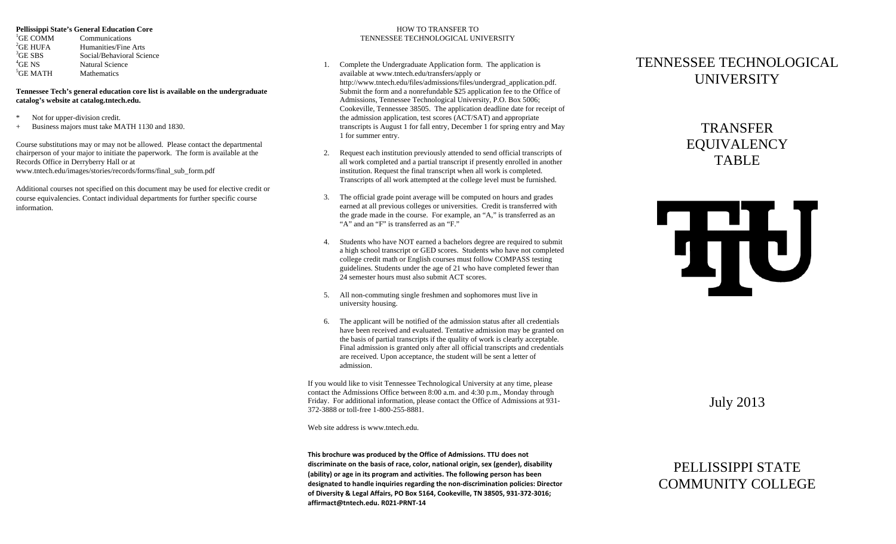**Pellissippi State's General Education Core**

| | |
|---|---|
| [1]GE COMM | Communications |
| [2]GE HUFA | Humanities/Fine Arts |
| [3]GE SBS | Social/Behavioral Science |
| [4]GE NS | Natural Science |
| [5]GE MATH | Mathematics |

**Tennessee Tech's general education core list is available on the undergraduate catalog's website at catalog.tntech.edu.**

- \* Not for upper-division credit.
- \+ Business majors must take MATH 1130 and 1830.

Course substitutions may or may not be allowed. Please contact the departmental chairperson of your major to initiate the paperwork. The form is available at the Records Office in Derryberry Hall or at www.tntech.edu/images/stories/records/forms/final_sub_form.pdf

Additional courses not specified on this document may be used for elective credit or course equivalencies. Contact individual departments for further specific course information.

HOW TO TRANSFER TO
TENNESSEE TECHNOLOGICAL UNIVERSITY

1. Complete the Undergraduate Application form. The application is available at www.tntech.edu/transfers/apply or http://www.tntech.edu/files/admissions/files/undergrad_application.pdf. Submit the form and a nonrefundable $25 application fee to the Office of Admissions, Tennessee Technological University, P.O. Box 5006; Cookeville, Tennessee 38505. The application deadline date for receipt of the admission application, test scores (ACT/SAT) and appropriate transcripts is August 1 for fall entry, December 1 for spring entry and May 1 for summer entry.

2. Request each institution previously attended to send official transcripts of all work completed and a partial transcript if presently enrolled in another institution. Request the final transcript when all work is completed. Transcripts of all work attempted at the college level must be furnished.

3. The official grade point average will be computed on hours and grades earned at all previous colleges or universities. Credit is transferred with the grade made in the course. For example, an "A," is transferred as an "A" and an "F" is transferred as an "F."

4. Students who have NOT earned a bachelors degree are required to submit a high school transcript or GED scores. Students who have not completed college credit math or English courses must follow COMPASS testing guidelines. Students under the age of 21 who have completed fewer than 24 semester hours must also submit ACT scores.

5. All non-commuting single freshmen and sophomores must live in university housing.

6. The applicant will be notified of the admission status after all credentials have been received and evaluated. Tentative admission may be granted on the basis of partial transcripts if the quality of work is clearly acceptable. Final admission is granted only after all official transcripts and credentials are received. Upon acceptance, the student will be sent a letter of admission.

If you would like to visit Tennessee Technological University at any time, please contact the Admissions Office between 8:00 a.m. and 4:30 p.m., Monday through Friday. For additional information, please contact the Office of Admissions at 931-372-3888 or toll-free 1-800-255-8881.

Web site address is www.tntech.edu.

**This brochure was produced by the Office of Admissions. TTU does not discriminate on the basis of race, color, national origin, sex (gender), disability (ability) or age in its program and activities. The following person has been designated to handle inquiries regarding the non-discrimination policies: Director of Diversity & Legal Affairs, PO Box 5164, Cookeville, TN 38505, 931-372-3016; affirmact@tntech.edu. R021-PRNT-14**

# TENNESSEE TECHNOLOGICAL UNIVERSITY

## TRANSFER EQUIVALENCY TABLE

TTU

July 2013

## PELLISSIPPI STATE COMMUNITY COLLEGE